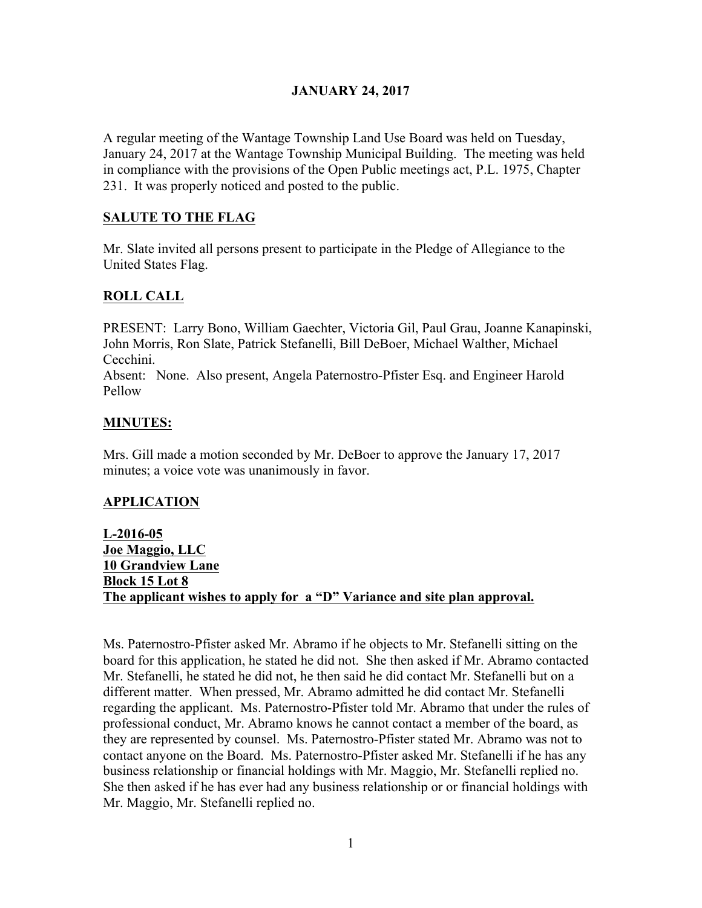# JANUARY 24, 2017

A regular meeting of the Wantage Township Land Use Board was held on Tuesday, January 24, 2017 at the Wantage Township Municipal Building. The meeting was held in compliance with the provisions of the Open Public meetings act, P.L. 1975, Chapter 231. It was properly noticed and posted to the public.

## SALUTE TO THE FLAG

Mr. Slate invited all persons present to participate in the Pledge of Allegiance to the United States Flag.

## ROLL CALL

PRESENT: Larry Bono, William Gaechter, Victoria Gil, Paul Grau, Joanne Kanapinski, John Morris, Ron Slate, Patrick Stefanelli, Bill DeBoer, Michael Walther, Michael Cecchini.
Absent: None. Also present, Angela Paternostro-Pfister Esq. and Engineer Harold Pellow

## MINUTES:

Mrs. Gill made a motion seconded by Mr. DeBoer to approve the January 17, 2017 minutes; a voice vote was unanimously in favor.

## APPLICATION

**L-2016-05**
**Joe Maggio, LLC**
**10 Grandview Lane**
**Block 15 Lot 8**
**The applicant wishes to apply for a "D" Variance and site plan approval.**

Ms. Paternostro-Pfister asked Mr. Abramo if he objects to Mr. Stefanelli sitting on the board for this application, he stated he did not. She then asked if Mr. Abramo contacted Mr. Stefanelli, he stated he did not, he then said he did contact Mr. Stefanelli but on a different matter. When pressed, Mr. Abramo admitted he did contact Mr. Stefanelli regarding the applicant. Ms. Paternostro-Pfister told Mr. Abramo that under the rules of professional conduct, Mr. Abramo knows he cannot contact a member of the board, as they are represented by counsel. Ms. Paternostro-Pfister stated Mr. Abramo was not to contact anyone on the Board. Ms. Paternostro-Pfister asked Mr. Stefanelli if he has any business relationship or financial holdings with Mr. Maggio, Mr. Stefanelli replied no. She then asked if he has ever had any business relationship or or financial holdings with Mr. Maggio, Mr. Stefanelli replied no.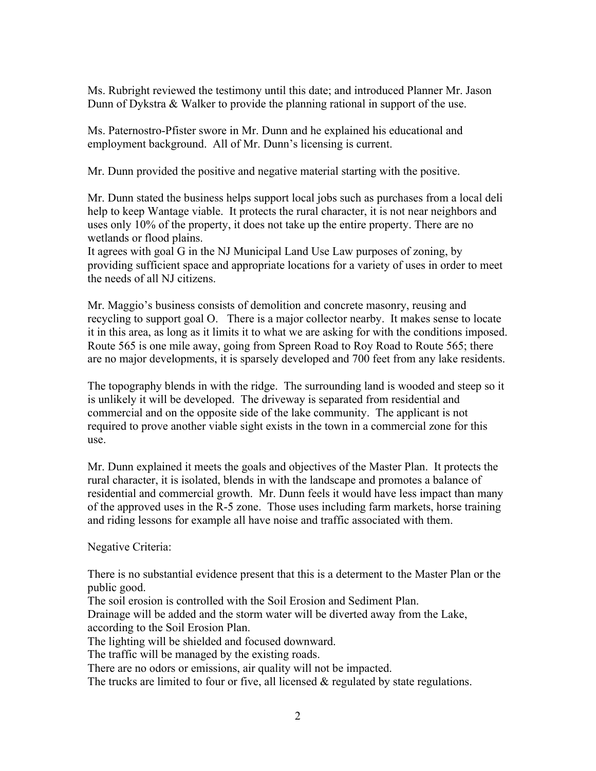Ms. Rubright reviewed the testimony until this date; and introduced Planner Mr. Jason Dunn of Dykstra & Walker to provide the planning rational in support of the use.

Ms. Paternostro-Pfister swore in Mr. Dunn and he explained his educational and employment background. All of Mr. Dunn's licensing is current.

Mr. Dunn provided the positive and negative material starting with the positive.

Mr. Dunn stated the business helps support local jobs such as purchases from a local deli help to keep Wantage viable. It protects the rural character, it is not near neighbors and uses only 10% of the property, it does not take up the entire property. There are no wetlands or flood plains.
It agrees with goal G in the NJ Municipal Land Use Law purposes of zoning, by providing sufficient space and appropriate locations for a variety of uses in order to meet the needs of all NJ citizens.

Mr. Maggio's business consists of demolition and concrete masonry, reusing and recycling to support goal O. There is a major collector nearby. It makes sense to locate it in this area, as long as it limits it to what we are asking for with the conditions imposed. Route 565 is one mile away, going from Spreen Road to Roy Road to Route 565; there are no major developments, it is sparsely developed and 700 feet from any lake residents.

The topography blends in with the ridge. The surrounding land is wooded and steep so it is unlikely it will be developed. The driveway is separated from residential and commercial and on the opposite side of the lake community. The applicant is not required to prove another viable sight exists in the town in a commercial zone for this use.

Mr. Dunn explained it meets the goals and objectives of the Master Plan. It protects the rural character, it is isolated, blends in with the landscape and promotes a balance of residential and commercial growth. Mr. Dunn feels it would have less impact than many of the approved uses in the R-5 zone. Those uses including farm markets, horse training and riding lessons for example all have noise and traffic associated with them.

Negative Criteria:

There is no substantial evidence present that this is a determent to the Master Plan or the public good.
The soil erosion is controlled with the Soil Erosion and Sediment Plan.
Drainage will be added and the storm water will be diverted away from the Lake, according to the Soil Erosion Plan.
The lighting will be shielded and focused downward.
The traffic will be managed by the existing roads.
There are no odors or emissions, air quality will not be impacted.
The trucks are limited to four or five, all licensed & regulated by state regulations.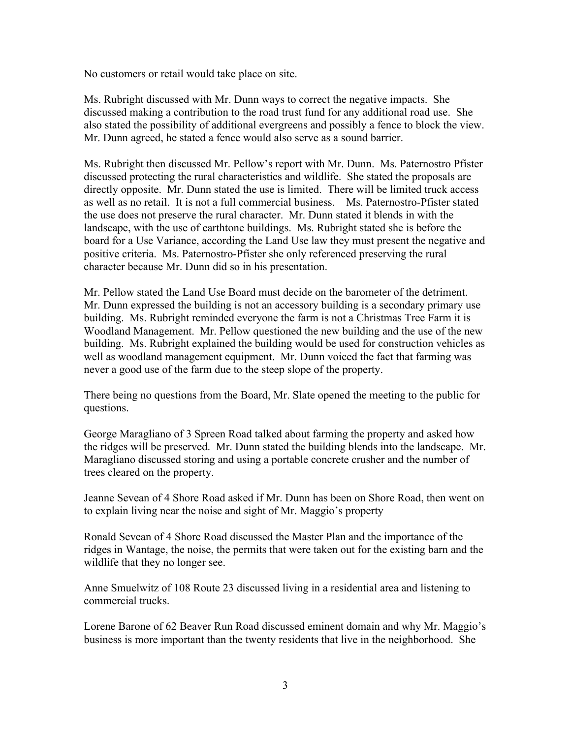No customers or retail would take place on site.

Ms. Rubright discussed with Mr. Dunn ways to correct the negative impacts. She discussed making a contribution to the road trust fund for any additional road use. She also stated the possibility of additional evergreens and possibly a fence to block the view. Mr. Dunn agreed, he stated a fence would also serve as a sound barrier.

Ms. Rubright then discussed Mr. Pellow's report with Mr. Dunn. Ms. Paternostro Pfister discussed protecting the rural characteristics and wildlife. She stated the proposals are directly opposite. Mr. Dunn stated the use is limited. There will be limited truck access as well as no retail. It is not a full commercial business. Ms. Paternostro-Pfister stated the use does not preserve the rural character. Mr. Dunn stated it blends in with the landscape, with the use of earthtone buildings. Ms. Rubright stated she is before the board for a Use Variance, according the Land Use law they must present the negative and positive criteria. Ms. Paternostro-Pfister she only referenced preserving the rural character because Mr. Dunn did so in his presentation.

Mr. Pellow stated the Land Use Board must decide on the barometer of the detriment. Mr. Dunn expressed the building is not an accessory building is a secondary primary use building. Ms. Rubright reminded everyone the farm is not a Christmas Tree Farm it is Woodland Management. Mr. Pellow questioned the new building and the use of the new building. Ms. Rubright explained the building would be used for construction vehicles as well as woodland management equipment. Mr. Dunn voiced the fact that farming was never a good use of the farm due to the steep slope of the property.

There being no questions from the Board, Mr. Slate opened the meeting to the public for questions.

George Maragliano of 3 Spreen Road talked about farming the property and asked how the ridges will be preserved. Mr. Dunn stated the building blends into the landscape. Mr. Maragliano discussed storing and using a portable concrete crusher and the number of trees cleared on the property.

Jeanne Sevean of 4 Shore Road asked if Mr. Dunn has been on Shore Road, then went on to explain living near the noise and sight of Mr. Maggio's property

Ronald Sevean of 4 Shore Road discussed the Master Plan and the importance of the ridges in Wantage, the noise, the permits that were taken out for the existing barn and the wildlife that they no longer see.

Anne Smuelwitz of 108 Route 23 discussed living in a residential area and listening to commercial trucks.

Lorene Barone of 62 Beaver Run Road discussed eminent domain and why Mr. Maggio's business is more important than the twenty residents that live in the neighborhood. She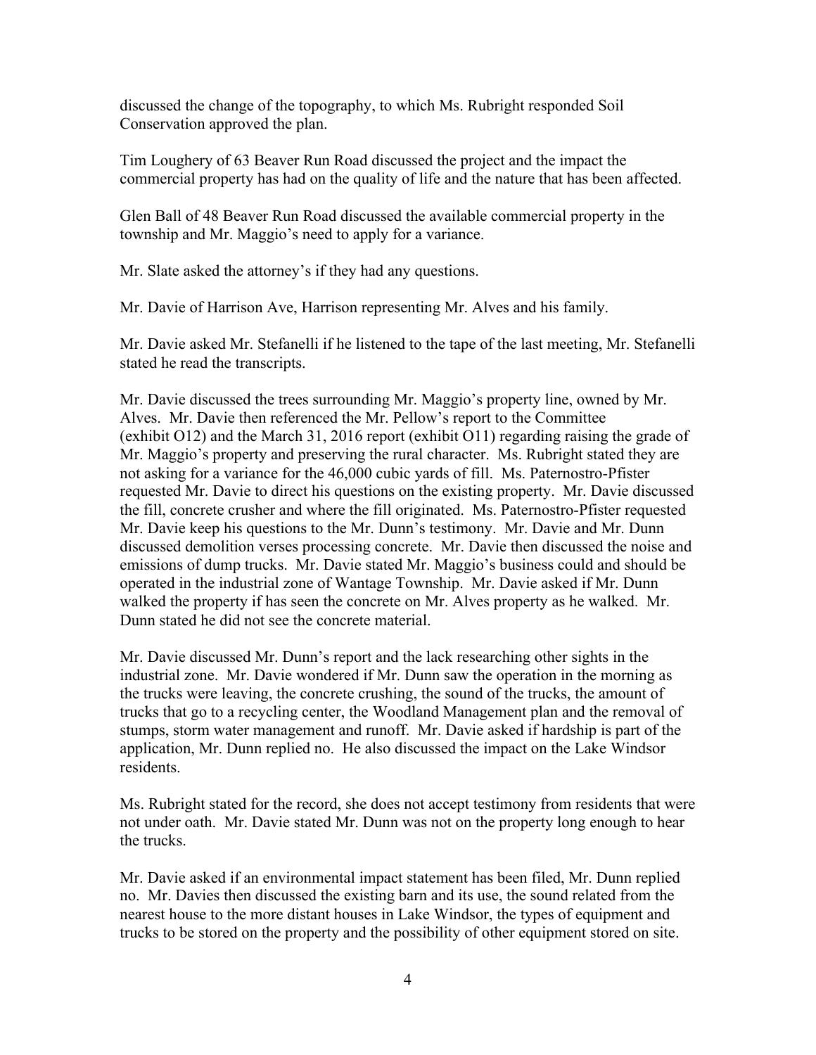discussed the change of the topography, to which Ms. Rubright responded Soil Conservation approved the plan.

Tim Loughery of 63 Beaver Run Road discussed the project and the impact the commercial property has had on the quality of life and the nature that has been affected.

Glen Ball of 48 Beaver Run Road discussed the available commercial property in the township and Mr. Maggio's need to apply for a variance.

Mr. Slate asked the attorney's if they had any questions.

Mr. Davie of Harrison Ave, Harrison representing Mr. Alves and his family.

Mr. Davie asked Mr. Stefanelli if he listened to the tape of the last meeting, Mr. Stefanelli stated he read the transcripts.

Mr. Davie discussed the trees surrounding Mr. Maggio's property line, owned by Mr. Alves. Mr. Davie then referenced the Mr. Pellow's report to the Committee (exhibit O12) and the March 31, 2016 report (exhibit O11) regarding raising the grade of Mr. Maggio's property and preserving the rural character. Ms. Rubright stated they are not asking for a variance for the 46,000 cubic yards of fill. Ms. Paternostro-Pfister requested Mr. Davie to direct his questions on the existing property. Mr. Davie discussed the fill, concrete crusher and where the fill originated. Ms. Paternostro-Pfister requested Mr. Davie keep his questions to the Mr. Dunn's testimony. Mr. Davie and Mr. Dunn discussed demolition verses processing concrete. Mr. Davie then discussed the noise and emissions of dump trucks. Mr. Davie stated Mr. Maggio's business could and should be operated in the industrial zone of Wantage Township. Mr. Davie asked if Mr. Dunn walked the property if has seen the concrete on Mr. Alves property as he walked. Mr. Dunn stated he did not see the concrete material.

Mr. Davie discussed Mr. Dunn's report and the lack researching other sights in the industrial zone. Mr. Davie wondered if Mr. Dunn saw the operation in the morning as the trucks were leaving, the concrete crushing, the sound of the trucks, the amount of trucks that go to a recycling center, the Woodland Management plan and the removal of stumps, storm water management and runoff. Mr. Davie asked if hardship is part of the application, Mr. Dunn replied no. He also discussed the impact on the Lake Windsor residents.

Ms. Rubright stated for the record, she does not accept testimony from residents that were not under oath. Mr. Davie stated Mr. Dunn was not on the property long enough to hear the trucks.

Mr. Davie asked if an environmental impact statement has been filed, Mr. Dunn replied no. Mr. Davies then discussed the existing barn and its use, the sound related from the nearest house to the more distant houses in Lake Windsor, the types of equipment and trucks to be stored on the property and the possibility of other equipment stored on site.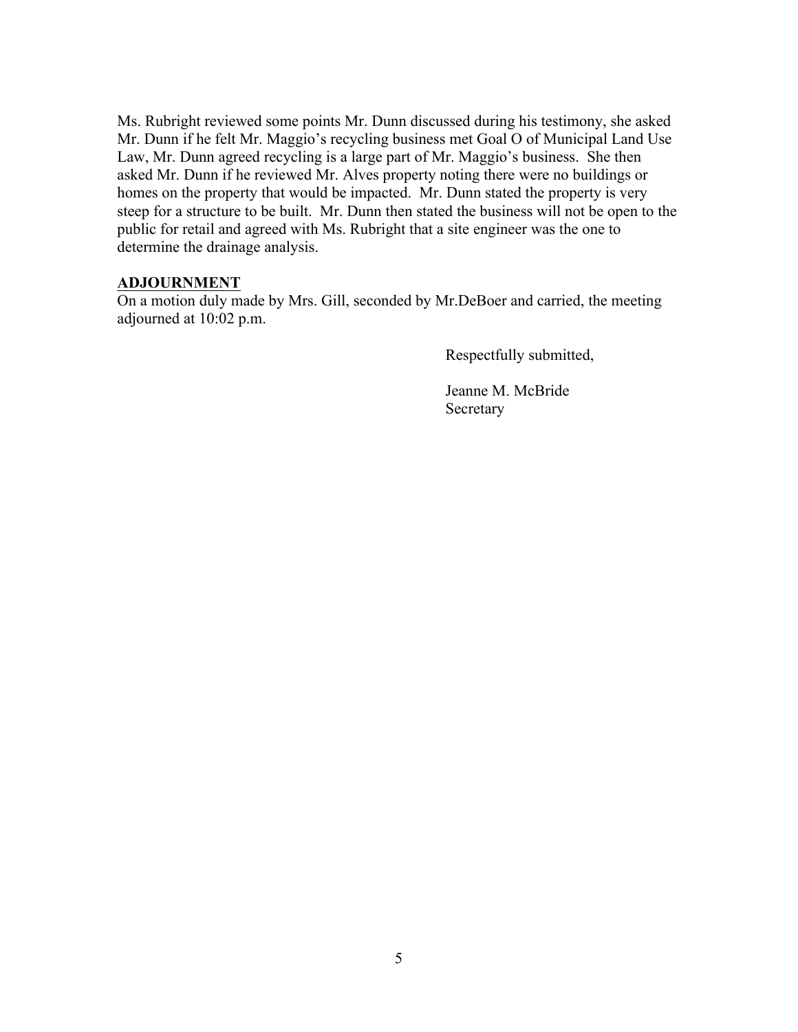Ms. Rubright reviewed some points Mr. Dunn discussed during his testimony, she asked Mr. Dunn if he felt Mr. Maggio's recycling business met Goal O of Municipal Land Use Law, Mr. Dunn agreed recycling is a large part of Mr. Maggio's business. She then asked Mr. Dunn if he reviewed Mr. Alves property noting there were no buildings or homes on the property that would be impacted. Mr. Dunn stated the property is very steep for a structure to be built. Mr. Dunn then stated the business will not be open to the public for retail and agreed with Ms. Rubright that a site engineer was the one to determine the drainage analysis.

## ADJOURNMENT

On a motion duly made by Mrs. Gill, seconded by Mr.DeBoer and carried, the meeting adjourned at 10:02 p.m.

Respectfully submitted,

Jeanne M. McBride
Secretary